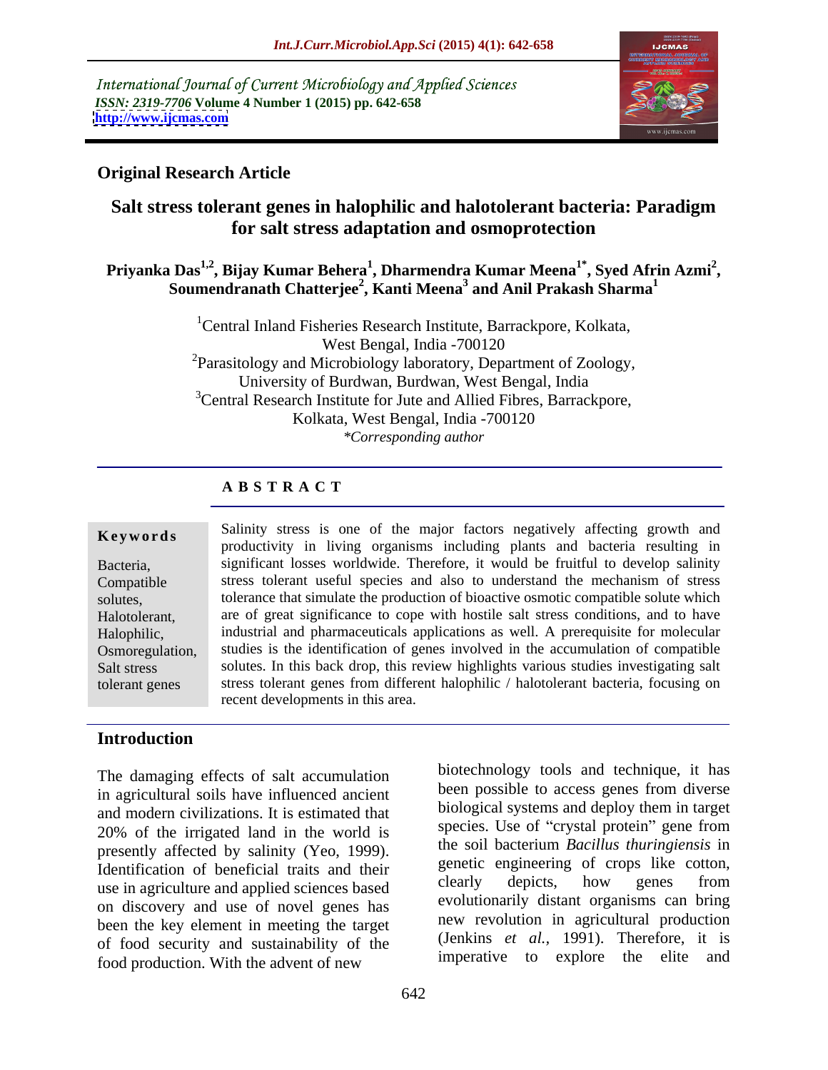International Journal of Current Microbiology and Applied Sciences
*ISSN: 2319-7706* **Volume 4 Number 1 (2015) pp. 642-658**
**http://www.ijcmas.com**

**Original Research Article**

# Salt stress tolerant genes in halophilic and halotolerant bacteria: Paradigm for salt stress adaptation and osmoprotection

**Priyanka Das[1,2], Bijay Kumar Behera[1], Dharmendra Kumar Meena[1*], Syed Afrin Azmi[2], Soumendranath Chatterjee[2], Kanti Meena[3] and Anil Prakash Sharma[1]**

[1]Central Inland Fisheries Research Institute, Barrackpore, Kolkata, West Bengal, India -700120
[2]Parasitology and Microbiology laboratory, Department of Zoology, University of Burdwan, Burdwan, West Bengal, India
[3]Central Research Institute for Jute and Allied Fibres, Barrackpore, Kolkata, West Bengal, India -700120
*\*Corresponding author*

## A B S T R A C T

**Keywords**

Bacteria, Compatible solutes, Halotolerant, Halophilic, Osmoregulation, Salt stress tolerant genes

Salinity stress is one of the major factors negatively affecting growth and productivity in living organisms including plants and bacteria resulting in significant losses worldwide. Therefore, it would be fruitful to develop salinity stress tolerant useful species and also to understand the mechanism of stress tolerance that simulate the production of bioactive osmotic compatible solute which are of great significance to cope with hostile salt stress conditions, and to have industrial and pharmaceuticals applications as well. A prerequisite for molecular studies is the identification of genes involved in the accumulation of compatible solutes. In this back drop, this review highlights various studies investigating salt stress tolerant genes from different halophilic / halotolerant bacteria, focusing on recent developments in this area.

## Introduction

The damaging effects of salt accumulation in agricultural soils have influenced ancient and modern civilizations. It is estimated that 20% of the irrigated land in the world is presently affected by salinity (Yeo, 1999). Identification of beneficial traits and their use in agriculture and applied sciences based on discovery and use of novel genes has been the key element in meeting the target of food security and sustainability of the food production. With the advent of new biotechnology tools and technique, it has been possible to access genes from diverse biological systems and deploy them in target species. Use of "crystal protein" gene from the soil bacterium *Bacillus thuringiensis* in genetic engineering of crops like cotton, clearly depicts, how genes from evolutionarily distant organisms can bring new revolution in agricultural production (Jenkins *et al.,* 1991). Therefore, it is imperative to explore the elite and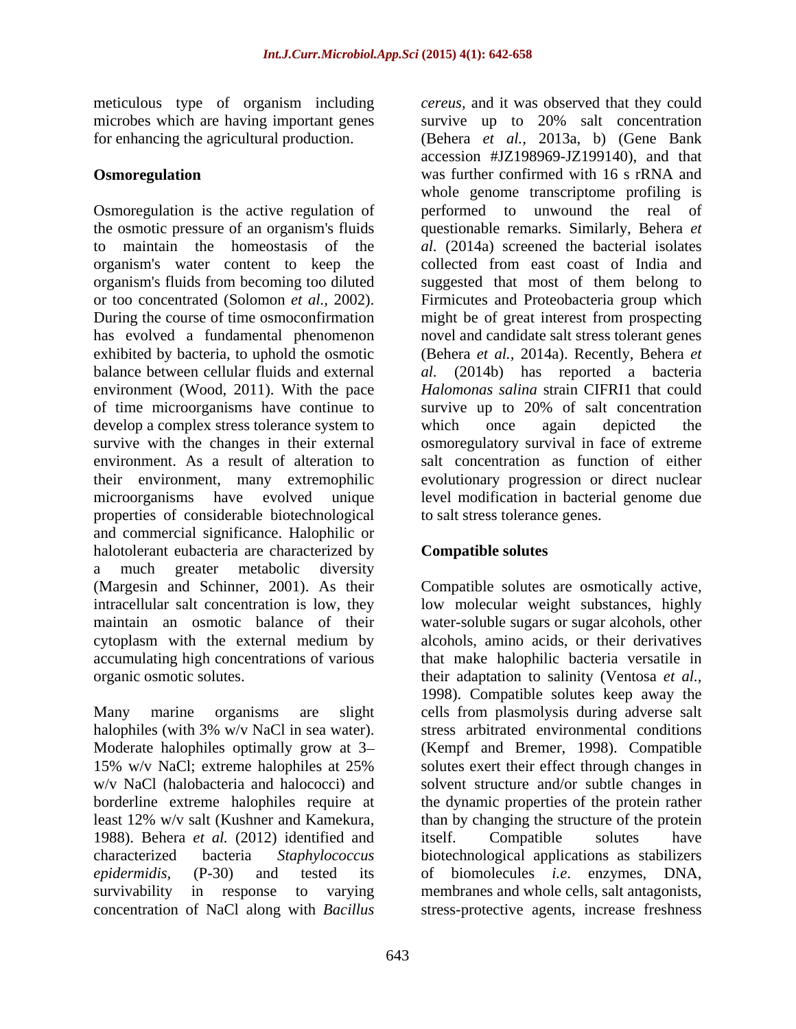meticulous type of organism including microbes which are having important genes for enhancing the agricultural production.

## Osmoregulation

Osmoregulation is the active regulation of the osmotic pressure of an organism's fluids to maintain the homeostasis of the organism's water content to keep the organism's fluids from becoming too diluted or too concentrated (Solomon *et al.,* 2002). During the course of time osmoconfirmation has evolved a fundamental phenomenon exhibited by bacteria, to uphold the osmotic balance between cellular fluids and external environment (Wood, 2011). With the pace of time microorganisms have continue to develop a complex stress tolerance system to survive with the changes in their external environment. As a result of alteration to their environment, many extremophilic microorganisms have evolved unique properties of considerable biotechnological and commercial significance. Halophilic or halotolerant eubacteria are characterized by a much greater metabolic diversity (Margesin and Schinner, 2001). As their intracellular salt concentration is low, they maintain an osmotic balance of their cytoplasm with the external medium by accumulating high concentrations of various organic osmotic solutes.

Many marine organisms are slight halophiles (with 3% w/v NaCl in sea water). Moderate halophiles optimally grow at 3–15% w/v NaCl; extreme halophiles at 25% w/v NaCl (halobacteria and halococci) and borderline extreme halophiles require at least 12% w/v salt (Kushner and Kamekura, 1988). Behera *et al.* (2012) identified and characterized bacteria *Staphylococcus epidermidis,* (P-30) and tested its survivability in response to varying concentration of NaCl along with *Bacillus cereus,* and it was observed that they could survive up to 20% salt concentration (Behera *et al.,* 2013a, b) (Gene Bank accession #JZ198969-JZ199140), and that was further confirmed with 16 s rRNA and whole genome transcriptome profiling is performed to unwound the real of questionable remarks. Similarly, Behera *et al.* (2014a) screened the bacterial isolates collected from east coast of India and suggested that most of them belong to Firmicutes and Proteobacteria group which might be of great interest from prospecting novel and candidate salt stress tolerant genes (Behera *et al.,* 2014a). Recently, Behera *et al.* (2014b) has reported a bacteria *Halomonas salina* strain CIFRI1 that could survive up to 20% of salt concentration which once again depicted the osmoregulatory survival in face of extreme salt concentration as function of either evolutionary progression or direct nuclear level modification in bacterial genome due to salt stress tolerance genes.

## Compatible solutes

Compatible solutes are osmotically active, low molecular weight substances, highly water-soluble sugars or sugar alcohols, other alcohols, amino acids, or their derivatives that make halophilic bacteria versatile in their adaptation to salinity (Ventosa *et al.,* 1998). Compatible solutes keep away the cells from plasmolysis during adverse salt stress arbitrated environmental conditions (Kempf and Bremer, 1998). Compatible solutes exert their effect through changes in solvent structure and/or subtle changes in the dynamic properties of the protein rather than by changing the structure of the protein itself. Compatible solutes have biotechnological applications as stabilizers of biomolecules *i.e*. enzymes, DNA, membranes and whole cells, salt antagonists, stress-protective agents, increase freshness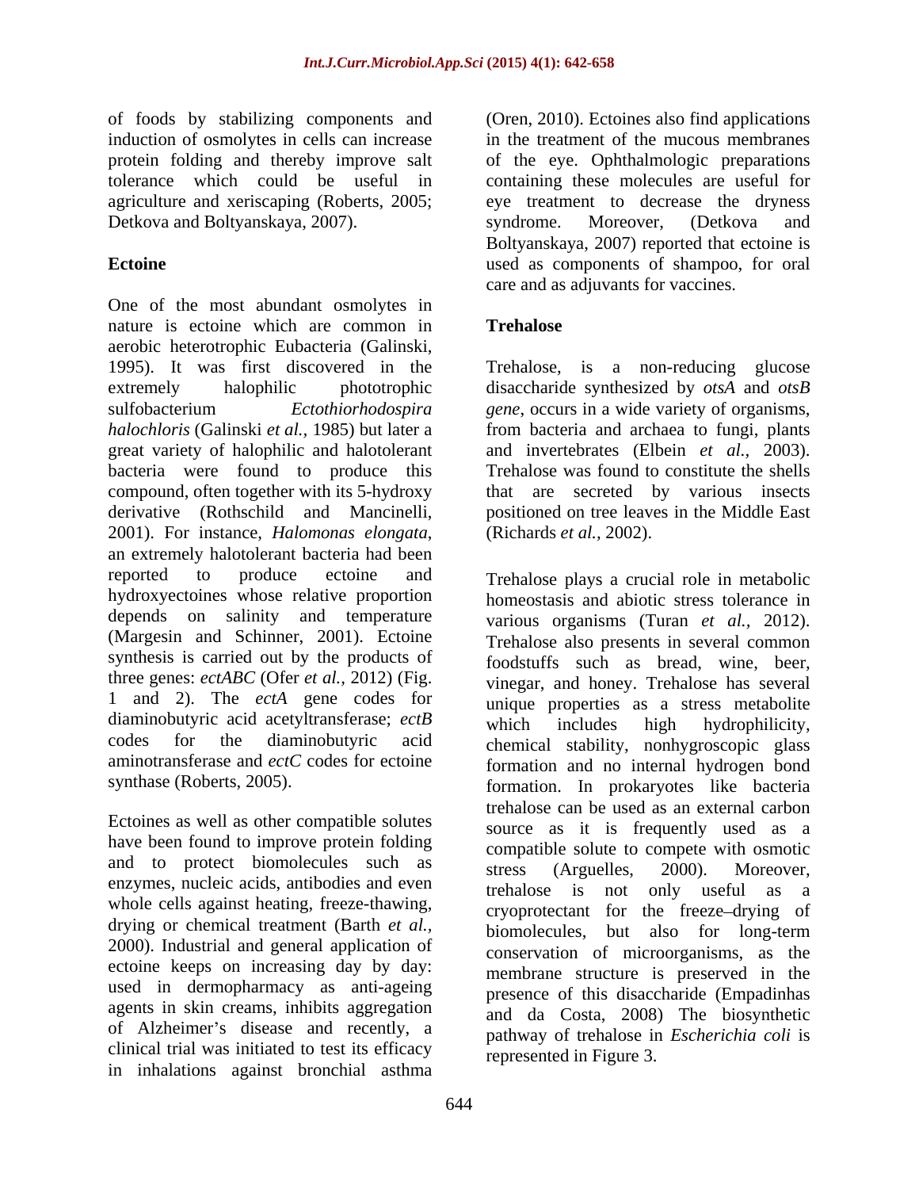of foods by stabilizing components and induction of osmolytes in cells can increase protein folding and thereby improve salt tolerance which could be useful in agriculture and xeriscaping (Roberts, 2005; Detkova and Boltyanskaya, 2007).

## Ectoine

One of the most abundant osmolytes in nature is ectoine which are common in aerobic heterotrophic Eubacteria (Galinski, 1995). It was first discovered in the extremely halophilic phototrophic sulfobacterium *Ectothiorhodospira halochloris* (Galinski *et al.,* 1985) but later a great variety of halophilic and halotolerant bacteria were found to produce this compound, often together with its 5-hydroxy derivative (Rothschild and Mancinelli, 2001). For instance, *Halomonas elongata*, an extremely halotolerant bacteria had been reported to produce ectoine and hydroxyectoines whose relative proportion depends on salinity and temperature (Margesin and Schinner, 2001). Ectoine synthesis is carried out by the products of three genes: *ectABC* (Ofer *et al.,* 2012) (Fig. 1 and 2). The *ectA* gene codes for diaminobutyric acid acetyltransferase; *ectB* codes for the diaminobutyric acid aminotransferase and *ectC* codes for ectoine synthase (Roberts, 2005).

Ectoines as well as other compatible solutes have been found to improve protein folding and to protect biomolecules such as enzymes, nucleic acids, antibodies and even whole cells against heating, freeze-thawing, drying or chemical treatment (Barth *et al.,* 2000). Industrial and general application of ectoine keeps on increasing day by day: used in dermopharmacy as anti-ageing agents in skin creams, inhibits aggregation of Alzheimer's disease and recently, a clinical trial was initiated to test its efficacy in inhalations against bronchial asthma (Oren, 2010). Ectoines also find applications in the treatment of the mucous membranes of the eye. Ophthalmologic preparations containing these molecules are useful for eye treatment to decrease the dryness syndrome. Moreover, (Detkova and Boltyanskaya, 2007) reported that ectoine is used as components of shampoo, for oral care and as adjuvants for vaccines.

## Trehalose

Trehalose, is a non-reducing glucose disaccharide synthesized by *otsA* and *otsB gene*, occurs in a wide variety of organisms, from bacteria and archaea to fungi, plants and invertebrates (Elbein *et al.*, 2003). Trehalose was found to constitute the shells that are secreted by various insects positioned on tree leaves in the Middle East (Richards *et al.,* 2002).

Trehalose plays a crucial role in metabolic homeostasis and abiotic stress tolerance in various organisms (Turan *et al.,* 2012). Trehalose also presents in several common foodstuffs such as bread, wine, beer, vinegar, and honey. Trehalose has several unique properties as a stress metabolite which includes high hydrophilicity, chemical stability, nonhygroscopic glass formation and no internal hydrogen bond formation. In prokaryotes like bacteria trehalose can be used as an external carbon source as it is frequently used as a compatible solute to compete with osmotic stress (Arguelles, 2000). Moreover, trehalose is not only useful as a cryoprotectant for the freeze–drying of biomolecules, but also for long-term conservation of microorganisms, as the membrane structure is preserved in the presence of this disaccharide (Empadinhas and da Costa, 2008) The biosynthetic pathway of trehalose in *Escherichia coli* is represented in Figure 3.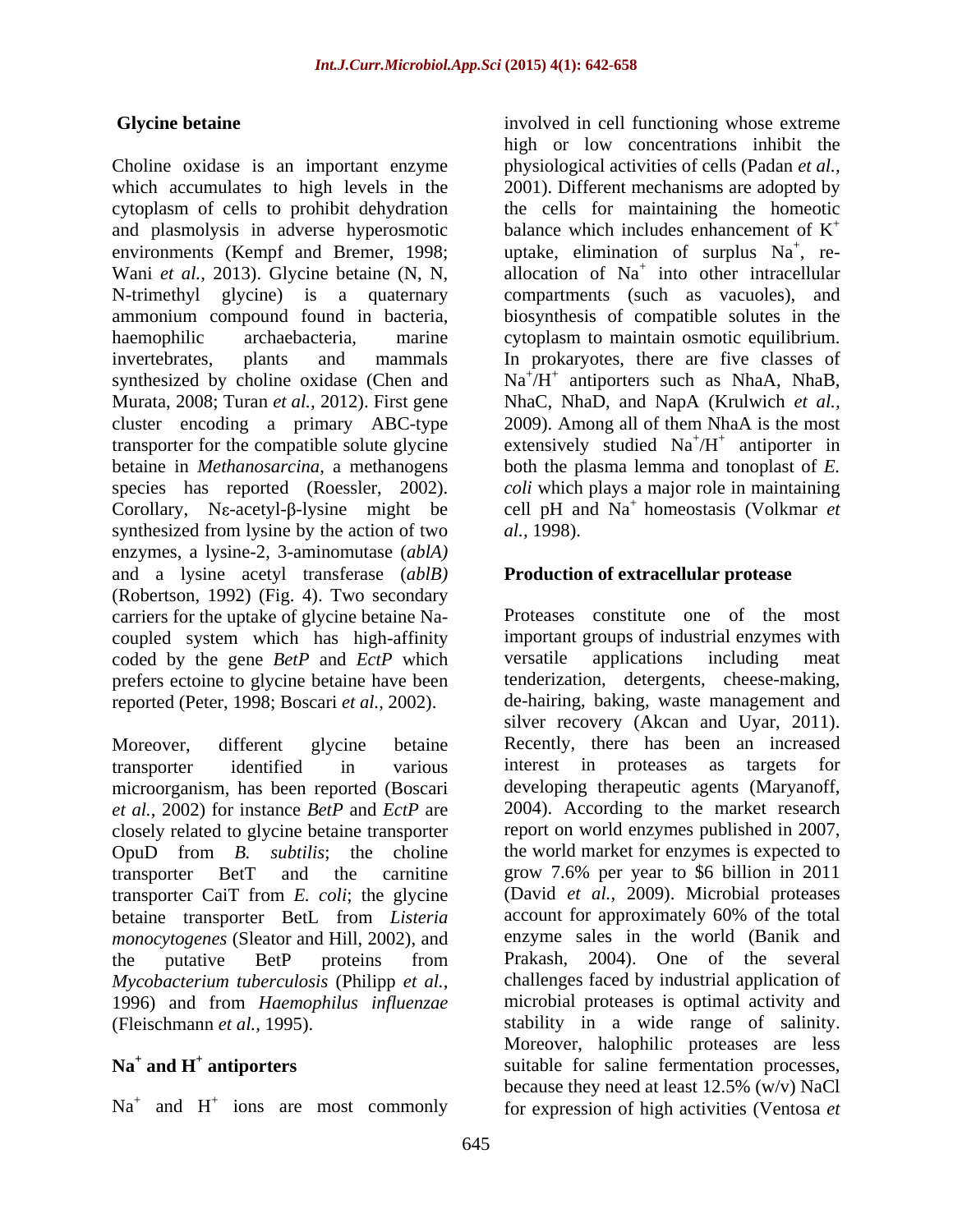## Glycine betaine

Choline oxidase is an important enzyme which accumulates to high levels in the cytoplasm of cells to prohibit dehydration and plasmolysis in adverse hyperosmotic environments (Kempf and Bremer, 1998; Wani *et al.,* 2013). Glycine betaine (N, N, N-trimethyl glycine) is a quaternary ammonium compound found in bacteria, haemophilic archaebacteria, marine invertebrates, plants and mammals synthesized by choline oxidase (Chen and Murata, 2008; Turan *et al.,* 2012). First gene cluster encoding a primary ABC-type transporter for the compatible solute glycine betaine in *Methanosarcina*, a methanogens species has reported (Roessler, 2002). Corollary, Nε-acetyl-β-lysine might be synthesized from lysine by the action of two enzymes, a lysine-2, 3-aminomutase (*ablA)* and a lysine acetyl transferase (*ablB)* (Robertson, 1992) (Fig. 4). Two secondary carriers for the uptake of glycine betaine Na-coupled system which has high-affinity coded by the gene *BetP* and *EctP* which prefers ectoine to glycine betaine have been reported (Peter, 1998; Boscari *et al.,* 2002).

Moreover, different glycine betaine transporter identified in various microorganism, has been reported (Boscari *et al.*, 2002) for instance *BetP* and *EctP* are closely related to glycine betaine transporter OpuD from *B. subtilis*; the choline transporter BetT and the carnitine transporter CaiT from *E. coli*; the glycine betaine transporter BetL from *Listeria monocytogenes* (Sleator and Hill, 2002), and the putative BetP proteins from *Mycobacterium tuberculosis* (Philipp *et al.,* 1996) and from *Haemophilus influenzae* (Fleischmann *et al.,* 1995).

## $Na^+$ and $H^+$ antiporters

$Na^+$ and $H^+$ ions are most commonly involved in cell functioning whose extreme high or low concentrations inhibit the physiological activities of cells (Padan *et al.,* 2001). Different mechanisms are adopted by the cells for maintaining the homeotic balance which includes enhancement of $K^+$ uptake, elimination of surplus $Na^+$, re-allocation of $Na^+$ into other intracellular compartments (such as vacuoles), and biosynthesis of compatible solutes in the cytoplasm to maintain osmotic equilibrium. In prokaryotes, there are five classes of $Na^+/H^+$ antiporters such as NhaA, NhaB, NhaC, NhaD, and NapA (Krulwich *et al.,* 2009). Among all of them NhaA is the most extensively studied $Na^+/H^+$ antiporter in both the plasma lemma and tonoplast of *E. coli* which plays a major role in maintaining cell pH and $Na^+$ homeostasis (Volkmar *et al.,* 1998).

## Production of extracellular protease

Proteases constitute one of the most important groups of industrial enzymes with versatile applications including meat tenderization, detergents, cheese-making, de-hairing, baking, waste management and silver recovery (Akcan and Uyar, 2011). Recently, there has been an increased interest in proteases as targets for developing therapeutic agents (Maryanoff, 2004). According to the market research report on world enzymes published in 2007, the world market for enzymes is expected to grow 7.6% per year to $6 billion in 2011 (David *et al.,* 2009). Microbial proteases account for approximately 60% of the total enzyme sales in the world (Banik and Prakash, 2004). One of the several challenges faced by industrial application of microbial proteases is optimal activity and stability in a wide range of salinity. Moreover, halophilic proteases are less suitable for saline fermentation processes, because they need at least 12.5% (w/v) NaCl for expression of high activities (Ventosa *et*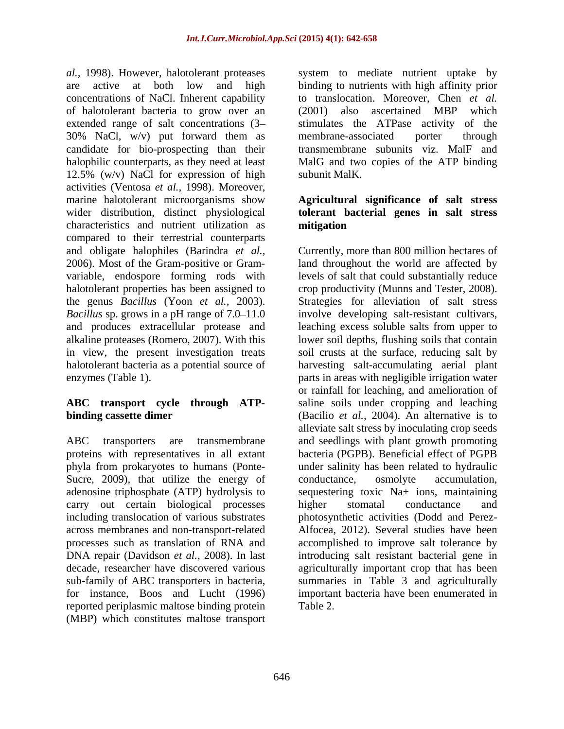*al.,* 1998). However, halotolerant proteases are active at both low and high concentrations of NaCl. Inherent capability of halotolerant bacteria to grow over an extended range of salt concentrations (3–30% NaCl, w/v) put forward them as candidate for bio-prospecting than their halophilic counterparts, as they need at least 12.5% (w/v) NaCl for expression of high activities (Ventosa *et al.,* 1998). Moreover, marine halotolerant microorganisms show wider distribution, distinct physiological characteristics and nutrient utilization as compared to their terrestrial counterparts and obligate halophiles (Barindra *et al.,* 2006). Most of the Gram-positive or Gram-variable, endospore forming rods with halotolerant properties has been assigned to the genus *Bacillus* (Yoon *et al.,* 2003). *Bacillus* sp. grows in a pH range of 7.0–11.0 and produces extracellular protease and alkaline proteases (Romero, 2007). With this in view, the present investigation treats halotolerant bacteria as a potential source of enzymes (Table 1).

## ABC transport cycle through ATP-binding cassette dimer

ABC transporters are transmembrane proteins with representatives in all extant phyla from prokaryotes to humans (Ponte-Sucre, 2009), that utilize the energy of adenosine triphosphate (ATP) hydrolysis to carry out certain biological processes including translocation of various substrates across membranes and non-transport-related processes such as translation of RNA and DNA repair (Davidson *et al.,* 2008). In last decade, researcher have discovered various sub-family of ABC transporters in bacteria, for instance, Boos and Lucht (1996) reported periplasmic maltose binding protein (MBP) which constitutes maltose transport system to mediate nutrient uptake by binding to nutrients with high affinity prior to translocation. Moreover, Chen *et al.* (2001) also ascertained MBP which stimulates the ATPase activity of the membrane-associated porter through transmembrane subunits viz. MalF and MalG and two copies of the ATP binding subunit MalK.

## Agricultural significance of salt stress tolerant bacterial genes in salt stress mitigation

Currently, more than 800 million hectares of land throughout the world are affected by levels of salt that could substantially reduce crop productivity (Munns and Tester, 2008). Strategies for alleviation of salt stress involve developing salt-resistant cultivars, leaching excess soluble salts from upper to lower soil depths, flushing soils that contain soil crusts at the surface, reducing salt by harvesting salt-accumulating aerial plant parts in areas with negligible irrigation water or rainfall for leaching, and amelioration of saline soils under cropping and leaching (Bacilio *et al.,* 2004). An alternative is to alleviate salt stress by inoculating crop seeds and seedlings with plant growth promoting bacteria (PGPB). Beneficial effect of PGPB under salinity has been related to hydraulic conductance, osmolyte accumulation, sequestering toxic $Na^+$ ions, maintaining higher stomatal conductance and photosynthetic activities (Dodd and Perez-Alfocea, 2012). Several studies have been accomplished to improve salt tolerance by introducing salt resistant bacterial gene in agriculturally important crop that has been summaries in Table 3 and agriculturally important bacteria have been enumerated in Table 2.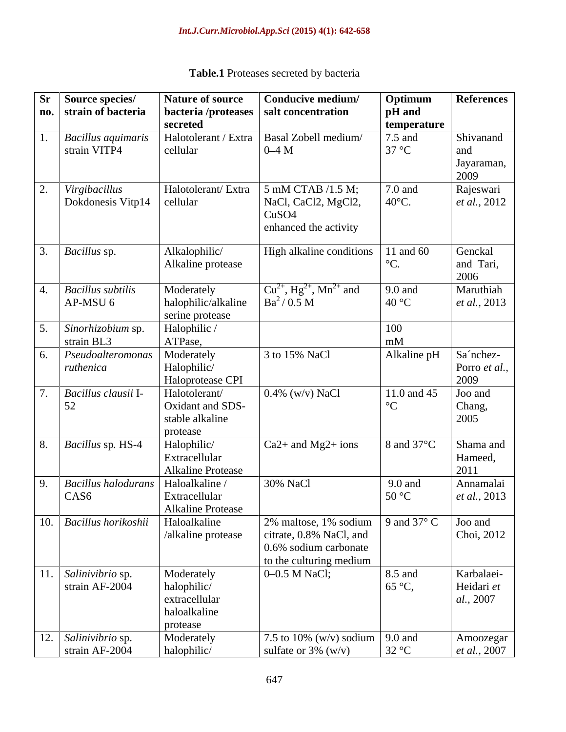**Table.1** Proteases secreted by bacteria

| Sr no. | Source species/ strain of bacteria | Nature of source bacteria /proteases secreted | Conducive medium/ salt concentration | Optimum pH and temperature | References |
|---|---|---|---|---|---|
| 1. | *Bacillus aquimaris* strain VITP4 | Halotolerant / Extra cellular | Basal Zobell medium/ 0–4 M | 7.5 and 37 °C | Shivanand and Jayaraman, 2009 |
| 2. | *Virgibacillus* Dokdonesis Vitp14 | Halotolerant/ Extra cellular | 5 mM CTAB /1.5 M; NaCl, CaCl2, MgCl2, CuSO4 enhanced the activity | 7.0 and 40°C. | Rajeswari *et al.*, 2012 |
| 3. | *Bacillus* sp. | Alkalophilic/ Alkaline protease | High alkaline conditions | 11 and 60 °C. | Genckal and Tari, 2006 |
| 4. | *Bacillus subtilis* AP-MSU 6 | Moderately halophilic/alkaline serine protease | $Cu^{2+}$, $Hg^{2+}$, $Mn^{2+}$ and $Ba^{2}$ / 0.5 M | 9.0 and 40 °C | Maruthiah *et al.*, 2013 |
| 5. | *Sinorhizobium* sp. strain BL3 | Halophilic / ATPase, | | 100 mM | |
| 6. | *Pseudoalteromonas ruthenica* | Moderately Halophilic/ Haloprotease CPI | 3 to 15% NaCl | Alkaline pH | Sa´nchez-Porro *et al.*, 2009 |
| 7. | *Bacillus clausii* I-52 | Halotolerant/ Oxidant and SDS-stable alkaline protease | 0.4% (w/v) NaCl | 11.0 and 45 °C | Joo and Chang, 2005 |
| 8. | *Bacillus* sp. HS-4 | Halophilic/ Extracellular Alkaline Protease | Ca2+ and Mg2+ ions | 8 and 37°C | Shama and Hameed, 2011 |
| 9. | *Bacillus halodurans* CAS6 | Haloalkaline / Extracellular Alkaline Protease | 30% NaCl | 9.0 and 50 °C | Annamalai *et al.*, 2013 |
| 10. | *Bacillus horikoshii* | Haloalkaline /alkaline protease | 2% maltose, 1% sodium citrate, 0.8% NaCl, and 0.6% sodium carbonate to the culturing medium | 9 and 37° C | Joo and Choi, 2012 |
| 11. | *Salinivibrio* sp. strain AF-2004 | Moderately halophilic/ extracellular haloalkaline protease | 0–0.5 M NaCl; | 8.5 and 65 °C, | Karbalaei-Heidari *et al.*, 2007 |
| 12. | *Salinivibrio* sp. strain AF-2004 | Moderately halophilic/ | 7.5 to 10% (w/v) sodium sulfate or 3% (w/v) | 9.0 and 32 °C | Amoozegar *et al.*, 2007 |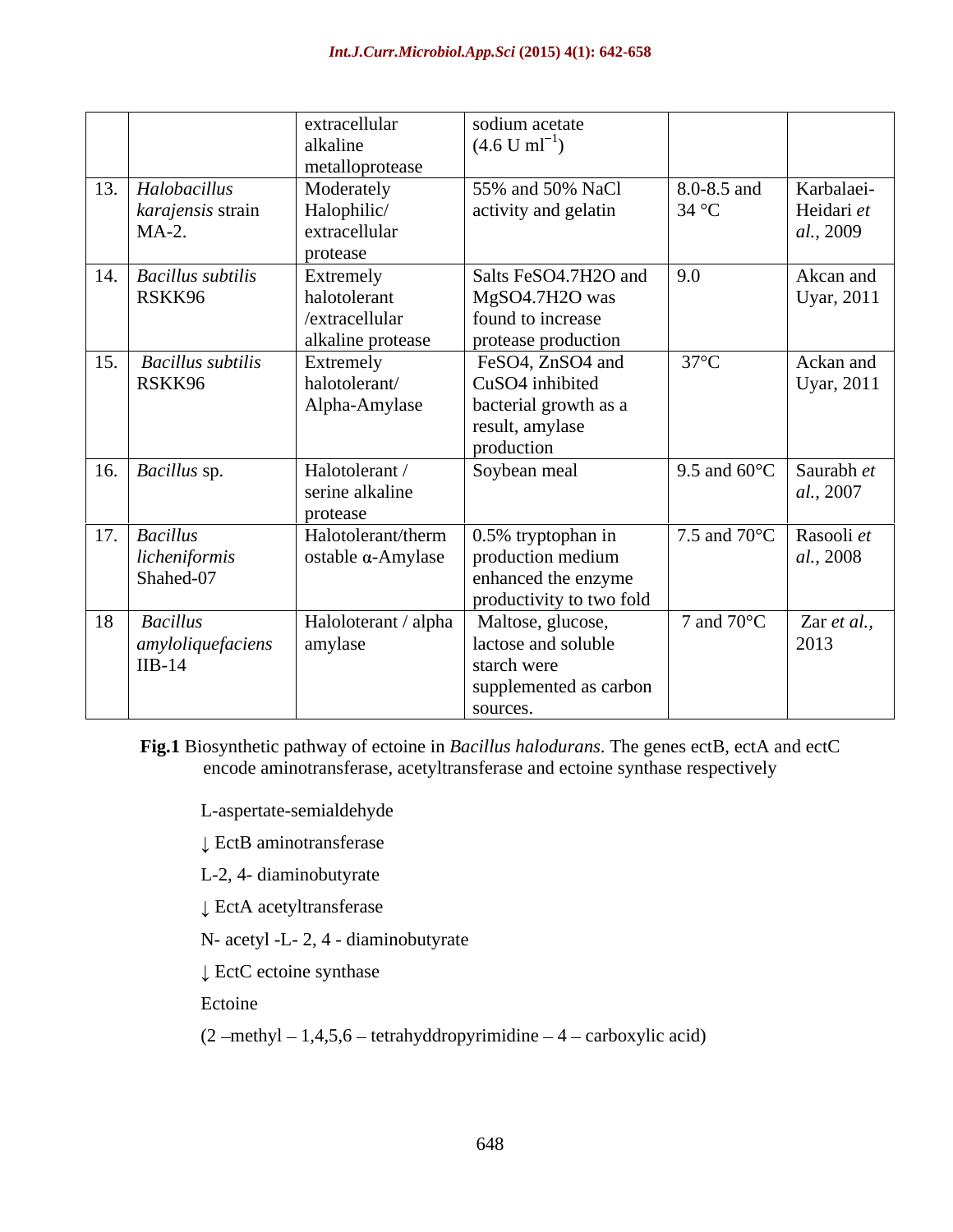|  |  | extracellular alkaline metalloprotease | sodium acetate ($4.6\ U\ ml^{-1}$) |  |  |
|---|---|---|---|---|---|
| 13. | *Halobacillus karajensis* strain MA-2. | Moderately Halophilic/ extracellular protease | 55% and 50% NaCl activity and gelatin | 8.0-8.5 and 34 °C | Karbalaei-Heidari *et al.*, 2009 |
| 14. | *Bacillus subtilis* RSKK96 | Extremely halotolerant /extracellular alkaline protease | Salts $FeSO_4.7H_2O$ and $MgSO_4.7H_2O$ was found to increase protease production | 9.0 | Akcan and Uyar, 2011 |
| 15. | *Bacillus subtilis* RSKK96 | Extremely halotolerant/ Alpha-Amylase | $FeSO_4$, $ZnSO_4$ and $CuSO_4$ inhibited bacterial growth as a result, amylase production | 37°C | Ackan and Uyar, 2011 |
| 16. | *Bacillus* sp. | Halotolerant / serine alkaline protease | Soybean meal | 9.5 and 60°C | Saurabh *et al.*, 2007 |
| 17. | *Bacillus licheniformis* Shahed-07 | Halotolerant/thermostable α-Amylase | 0.5% tryptophan in production medium enhanced the enzyme productivity to two fold | 7.5 and 70°C | Rasooli *et al.*, 2008 |
| 18 | *Bacillus amyloliquefaciens* IIB-14 | Haloloterant / alpha amylase | Maltose, glucose, lactose and soluble starch were supplemented as carbon sources. | 7 and 70°C | Zar *et al.*, 2013 |

**Fig.1** Biosynthetic pathway of ectoine in *Bacillus halodurans*. The genes ectB, ectA and ectC encode aminotransferase, acetyltransferase and ectoine synthase respectively

L-aspertate-semialdehyde

↓ EctB aminotransferase

L-2, 4- diaminobutyrate

↓ EctA acetyltransferase

N- acetyl -L- 2, 4 - diaminobutyrate

↓ EctC ectoine synthase

Ectoine

(2 –methyl – 1,4,5,6 – tetrahyddropyrimidine – 4 – carboxylic acid)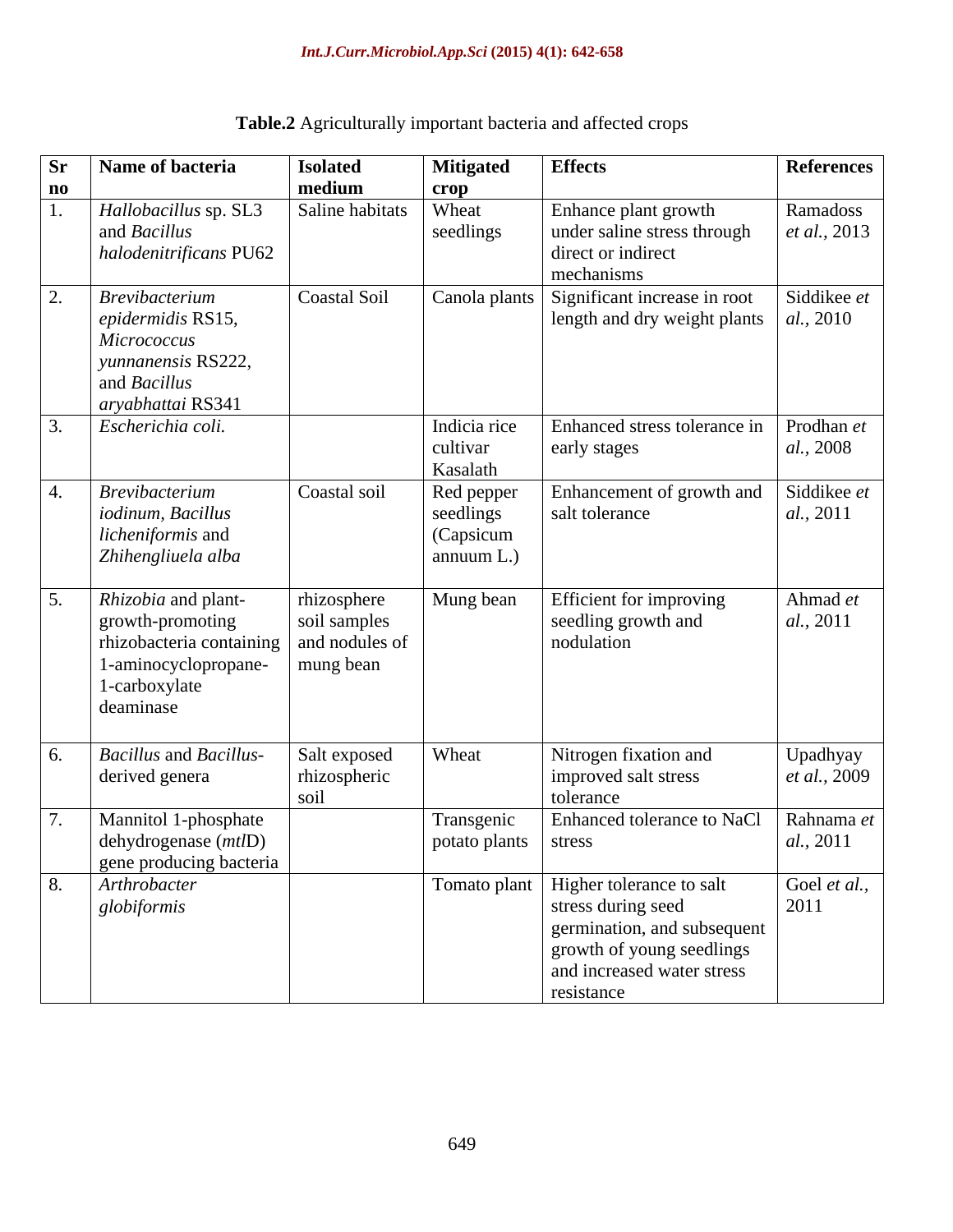**Table.2** Agriculturally important bacteria and affected crops

| Sr no | Name of bacteria | Isolated medium | Mitigated crop | Effects | References |
|---|---|---|---|---|---|
| 1. | *Hallobacillus* sp. SL3 and *Bacillus halodenitrificans* PU62 | Saline habitats | Wheat seedlings | Enhance plant growth under saline stress through direct or indirect mechanisms | Ramadoss *et al.*, 2013 |
| 2. | *Brevibacterium epidermidis* RS15, *Micrococcus yunnanensis* RS222, and *Bacillus aryabhattai* RS341 | Coastal Soil | Canola plants | Significant increase in root length and dry weight plants | Siddikee *et al.*, 2010 |
| 3. | *Escherichia coli.* | | Indicia rice cultivar Kasalath | Enhanced stress tolerance in early stages | Prodhan *et al.*, 2008 |
| 4. | *Brevibacterium iodinum*, *Bacillus licheniformis* and *Zhihengliuela alba* | Coastal soil | Red pepper seedlings (Capsicum annuum L.) | Enhancement of growth and salt tolerance | Siddikee *et al.*, 2011 |
| 5. | *Rhizobia* and plant-growth-promoting rhizobacteria containing 1-aminocyclopropane-1-carboxylate deaminase | rhizosphere soil samples and nodules of mung bean | Mung bean | Efficient for improving seedling growth and nodulation | Ahmad *et al.*, 2011 |
| 6. | *Bacillus* and *Bacillus*-derived genera | Salt exposed rhizospheric soil | Wheat | Nitrogen fixation and improved salt stress tolerance | Upadhyay *et al.*, 2009 |
| 7. | Mannitol 1-phosphate dehydrogenase (*mtl*D) gene producing bacteria | | Transgenic potato plants | Enhanced tolerance to NaCl stress | Rahnama *et al.*, 2011 |
| 8. | *Arthrobacter globiformis* | | Tomato plant | Higher tolerance to salt stress during seed germination, and subsequent growth of young seedlings and increased water stress resistance | Goel *et al.*, 2011 |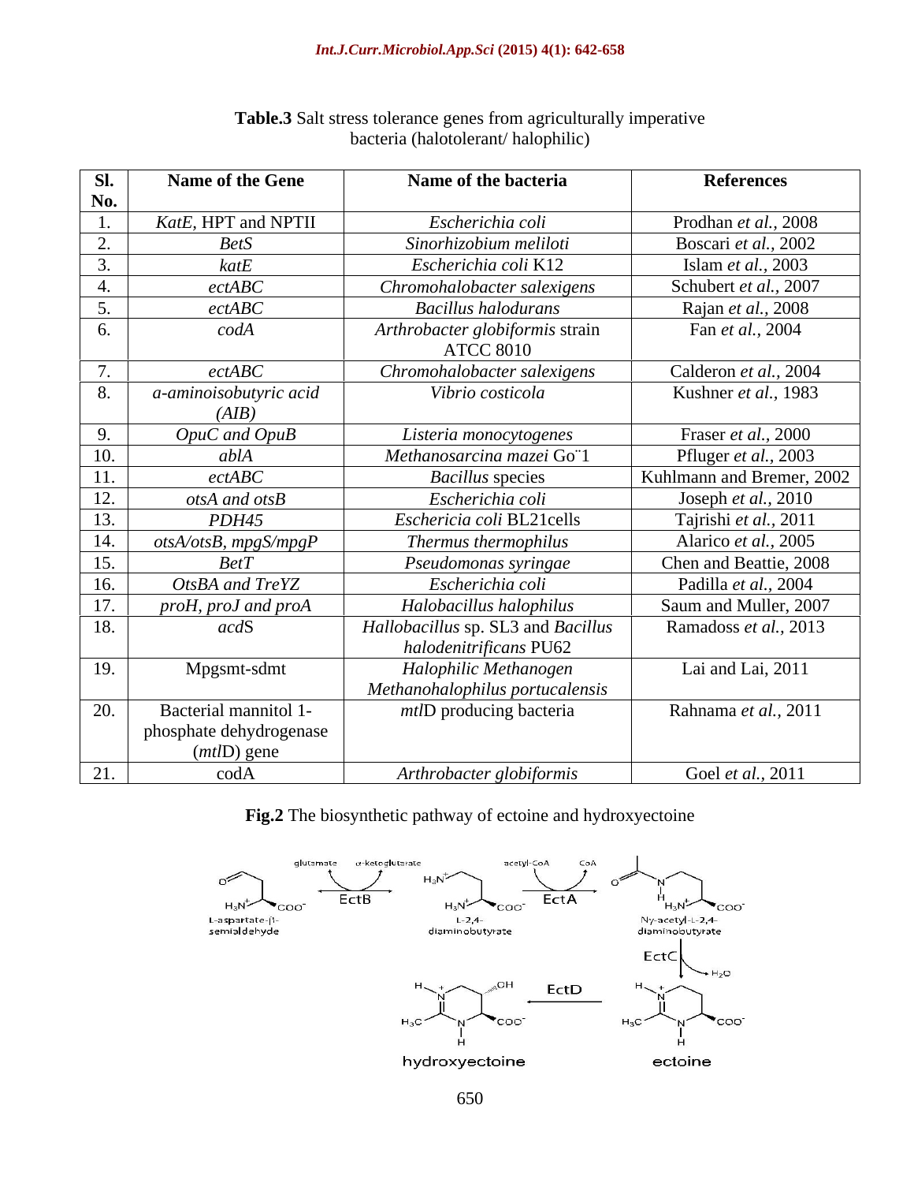**Table.3** Salt stress tolerance genes from agriculturally imperative bacteria (halotolerant/ halophilic)

| Sl. No. | Name of the Gene | Name of the bacteria | References |
|---|---|---|---|
| 1. | *KatE*, HPT and NPTII | *Escherichia coli* | Prodhan *et al.*, 2008 |
| 2. | *BetS* | *Sinorhizobium meliloti* | Boscari *et al.*, 2002 |
| 3. | *katE* | *Escherichia coli* K12 | Islam *et al.*, 2003 |
| 4. | *ectABC* | *Chromohalobacter salexigens* | Schubert *et al.*, 2007 |
| 5. | *ectABC* | *Bacillus halodurans* | Rajan *et al.*, 2008 |
| 6. | *codA* | *Arthrobacter globiformis* strain ATCC 8010 | Fan *et al.*, 2004 |
| 7. | *ectABC* | *Chromohalobacter salexigens* | Calderon *et al.*, 2004 |
| 8. | *a-aminoisobutyric acid (AIB)* | *Vibrio costicola* | Kushner *et al.*, 1983 |
| 9. | *OpuC and OpuB* | *Listeria monocytogenes* | Fraser *et al.*, 2000 |
| 10. | *ablA* | *Methanosarcina mazei* Go¨1 | Pfluger *et al.*, 2003 |
| 11. | *ectABC* | *Bacillus* species | Kuhlmann and Bremer, 2002 |
| 12. | *otsA and otsB* | *Escherichia coli* | Joseph *et al.*, 2010 |
| 13. | *PDH45* | *Eschericia coli* BL21cells | Tajrishi *et al.*, 2011 |
| 14. | *otsA/otsB, mpgS/mpgP* | *Thermus thermophilus* | Alarico *et al.*, 2005 |
| 15. | *BetT* | *Pseudomonas syringae* | Chen and Beattie, 2008 |
| 16. | *OtsBA and TreYZ* | *Escherichia coli* | Padilla *et al.*, 2004 |
| 17. | *proH, proJ and proA* | *Halobacillus halophilus* | Saum and Muller, 2007 |
| 18. | *acd*S | *Hallobacillus* sp. SL3 and *Bacillus halodenitrificans* PU62 | Ramadoss *et al.*, 2013 |
| 19. | Mpgsmt-sdmt | *Halophilic Methanogen Methanohalophilus portucalensis* | Lai and Lai, 2011 |
| 20. | Bacterial mannitol 1-phosphate dehydrogenase (*mtl*D) gene | *mtl*D producing bacteria | Rahnama *et al.*, 2011 |
| 21. | codA | *Arthrobacter globiformis* | Goel *et al.*, 2011 |

**Fig.2** The biosynthetic pathway of ectoine and hydroxyectoine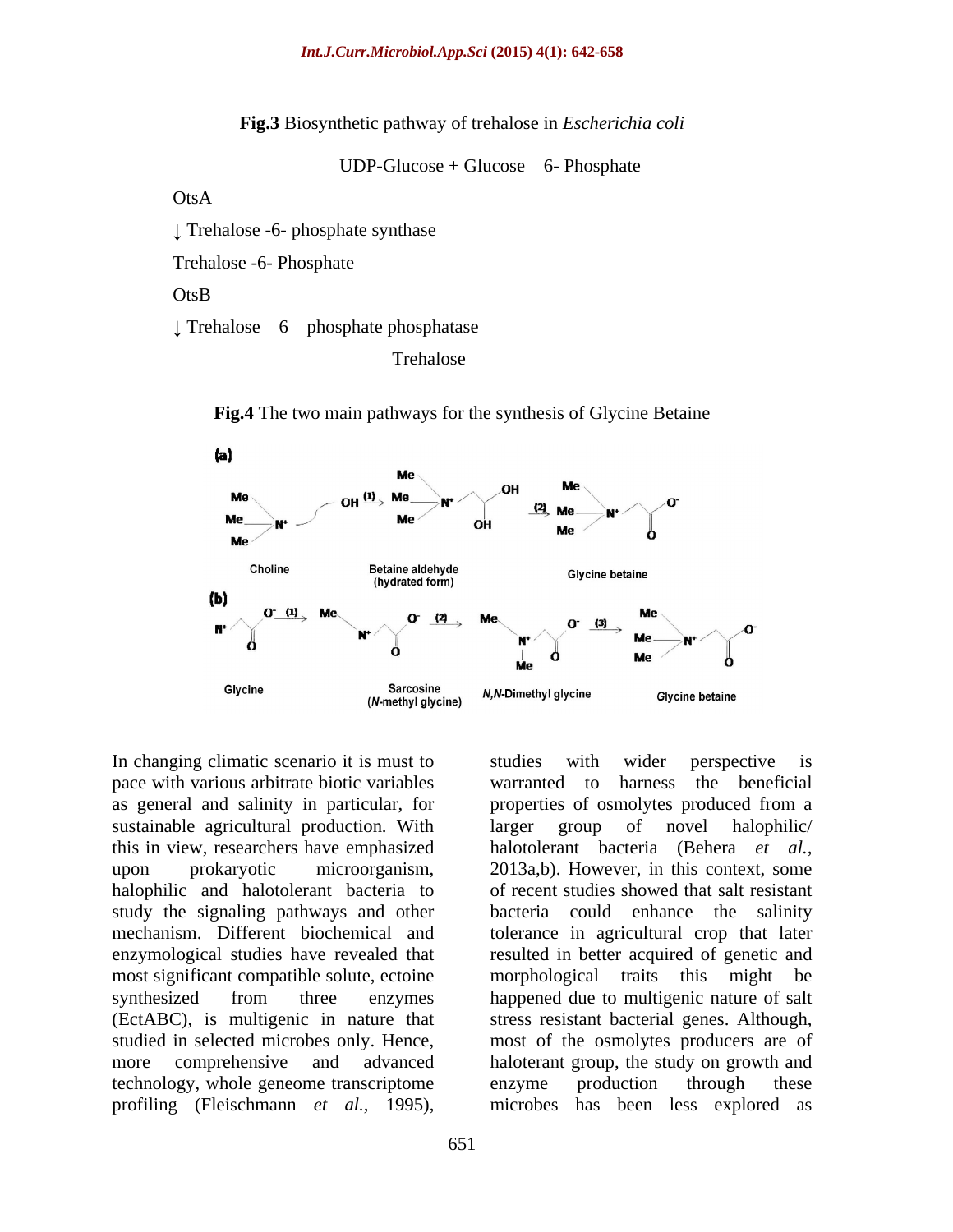**Fig.3** Biosynthetic pathway of trehalose in *Escherichia coli*

UDP-Glucose + Glucose – 6- Phosphate

OtsA

↓ Trehalose -6- phosphate synthase

Trehalose -6- Phosphate

OtsB

↓ Trehalose – 6 – phosphate phosphatase

Trehalose

**Fig.4** The two main pathways for the synthesis of Glycine Betaine

(a)

Choline —(1)→ Betaine aldehyde (hydrated form) —(2)→ Glycine betaine

(b)

Glycine —(1)→ Sarcosine (*N*-methyl glycine) —(2)→ *N,N*-Dimethyl glycine —(3)→ Glycine betaine

In changing climatic scenario it is must to pace with various arbitrate biotic variables as general and salinity in particular, for sustainable agricultural production. With this in view, researchers have emphasized upon prokaryotic microorganism, halophilic and halotolerant bacteria to study the signaling pathways and other mechanism. Different biochemical and enzymological studies have revealed that most significant compatible solute, ectoine synthesized from three enzymes (EctABC), is multigenic in nature that studied in selected microbes only. Hence, more comprehensive and advanced technology, whole geneome transcriptome profiling (Fleischmann *et al.,* 1995), studies with wider perspective is warranted to harness the beneficial properties of osmolytes produced from a larger group of novel halophilic/ halotolerant bacteria (Behera *et al.,* 2013a,b). However, in this context, some of recent studies showed that salt resistant bacteria could enhance the salinity tolerance in agricultural crop that later resulted in better acquired of genetic and morphological traits this might be happened due to multigenic nature of salt stress resistant bacterial genes. Although, most of the osmolytes producers are of haloterant group, the study on growth and enzyme production through these microbes has been less explored as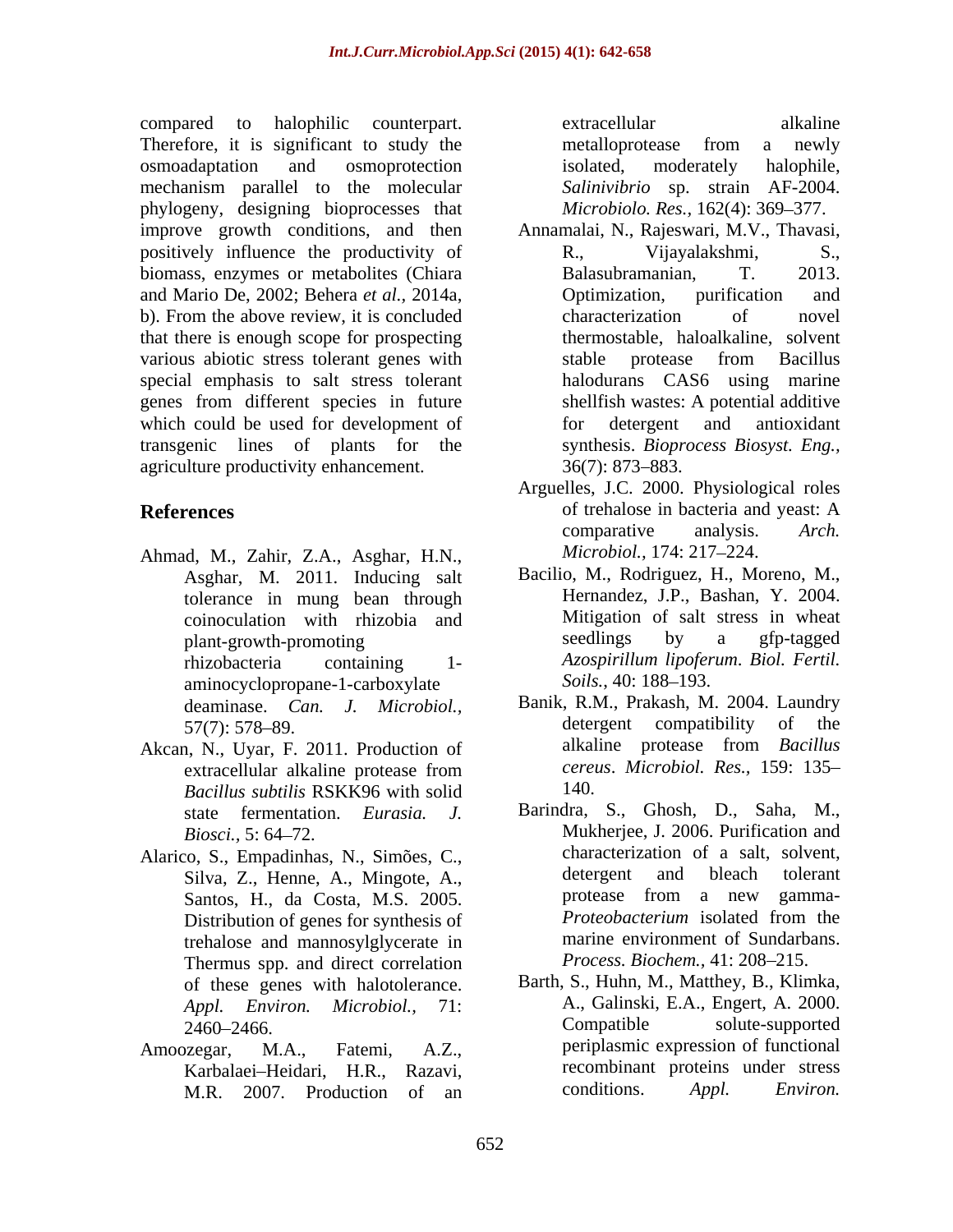compared to halophilic counterpart. Therefore, it is significant to study the osmoadaptation and osmoprotection mechanism parallel to the molecular phylogeny, designing bioprocesses that improve growth conditions, and then positively influence the productivity of biomass, enzymes or metabolites (Chiara and Mario De, 2002; Behera *et al.*, 2014a, b). From the above review, it is concluded that there is enough scope for prospecting various abiotic stress tolerant genes with special emphasis to salt stress tolerant genes from different species in future which could be used for development of transgenic lines of plants for the agriculture productivity enhancement.

## References

Ahmad, M., Zahir, Z.A., Asghar, H.N., Asghar, M. 2011. Inducing salt tolerance in mung bean through coinoculation with rhizobia and plant-growth-promoting rhizobacteria containing 1-aminocyclopropane-1-carboxylate deaminase. *Can. J. Microbiol.,* 57(7): 578–89.

Akcan, N., Uyar, F. 2011. Production of extracellular alkaline protease from *Bacillus subtilis* RSKK96 with solid state fermentation. *Eurasia. J. Biosci.,* 5: 64–72.

Alarico, S., Empadinhas, N., Simões, C., Silva, Z., Henne, A., Mingote, A., Santos, H., da Costa, M.S. 2005. Distribution of genes for synthesis of trehalose and mannosylglycerate in Thermus spp. and direct correlation of these genes with halotolerance. *Appl. Environ. Microbiol.,* 71: 2460–2466.

Amoozegar, M.A., Fatemi, A.Z., Karbalaei–Heidari, H.R., Razavi, M.R. 2007. Production of an extracellular alkaline metalloprotease from a newly isolated, moderately halophile, *Salinivibrio* sp. strain AF-2004. *Microbiolo. Res.,* 162(4): 369–377.

Annamalai, N., Rajeswari, M.V., Thavasi, R., Vijayalakshmi, S., Balasubramanian, T. 2013. Optimization, purification and characterization of novel thermostable, haloalkaline, solvent stable protease from Bacillus halodurans CAS6 using marine shellfish wastes: A potential additive for detergent and antioxidant synthesis. *Bioprocess Biosyst. Eng.,* 36(7): 873–883.

Arguelles, J.C. 2000. Physiological roles of trehalose in bacteria and yeast: A comparative analysis. *Arch. Microbiol.,* 174: 217–224.

Bacilio, M., Rodriguez, H., Moreno, M., Hernandez, J.P., Bashan, Y. 2004. Mitigation of salt stress in wheat seedlings by a gfp-tagged *Azospirillum lipoferum*. *Biol. Fertil. Soils.,* 40: 188–193.

Banik, R.M., Prakash, M. 2004. Laundry detergent compatibility of the alkaline protease from *Bacillus cereus*. *Microbiol. Res.,* 159: 135–140.

Barindra, S., Ghosh, D., Saha, M., Mukherjee, J. 2006. Purification and characterization of a salt, solvent, detergent and bleach tolerant protease from a new gamma-*Proteobacterium* isolated from the marine environment of Sundarbans. *Process. Biochem.,* 41: 208–215.

Barth, S., Huhn, M., Matthey, B., Klimka, A., Galinski, E.A., Engert, A. 2000. Compatible solute-supported periplasmic expression of functional recombinant proteins under stress conditions. *Appl. Environ.*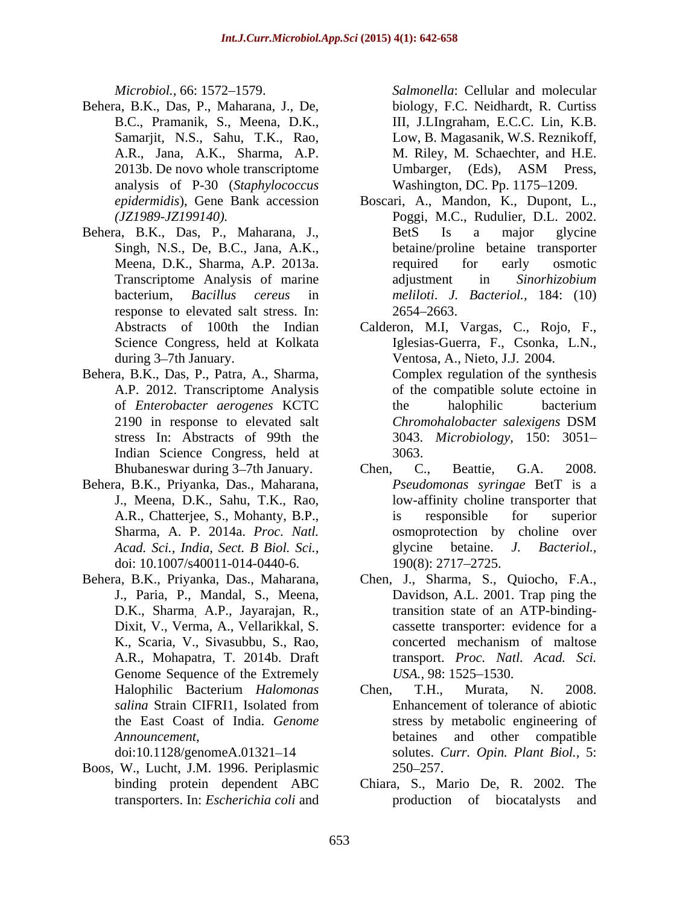*Microbiol.*, 66: 1572–1579.

Behera, B.K., Das, P., Maharana, J., De, B.C., Pramanik, S., Meena, D.K., Samarjit, N.S., Sahu, T.K., Rao, A.R., Jana, A.K., Sharma, A.P. 2013b. De novo whole transcriptome analysis of P-30 (*Staphylococcus epidermidis*), Gene Bank accession *(JZ1989-JZ199140).*

Behera, B.K., Das, P., Maharana, J., Singh, N.S., De, B.C., Jana, A.K., Meena, D.K., Sharma, A.P. 2013a. Transcriptome Analysis of marine bacterium, *Bacillus cereus* in response to elevated salt stress. In: Abstracts of 100th the Indian Science Congress, held at Kolkata during 3–7th January.

Behera, B.K., Das, P., Patra, A., Sharma, A.P. 2012. Transcriptome Analysis of *Enterobacter aerogenes* KCTC 2190 in response to elevated salt stress In: Abstracts of 99th the Indian Science Congress, held at Bhubaneswar during 3–7th January.

Behera, B.K., Priyanka, Das., Maharana, J., Meena, D.K., Sahu, T.K., Rao, A.R., Chatterjee, S., Mohanty, B.P., Sharma, A. P. 2014a. *Proc. Natl. Acad. Sci., India, Sect. B Biol. Sci.*, doi: 10.1007/s40011-014-0440-6.

Behera, B.K., Priyanka, Das., Maharana, J., Paria, P., Mandal, S., Meena, D.K., Sharma, A.P., Jayarajan, R., Dixit, V., Verma, A., Vellarikkal, S. K., Scaria, V., Sivasubbu, S., Rao, A.R., Mohapatra, T. 2014b. Draft Genome Sequence of the Extremely Halophilic Bacterium *Halomonas salina* Strain CIFRI1, Isolated from the East Coast of India. *Genome Announcement*, doi:10.1128/genomeA.01321–14

Boos, W., Lucht, J.M. 1996. Periplasmic binding protein dependent ABC transporters. In: *Escherichia coli* and *Salmonella*: Cellular and molecular biology, F.C. Neidhardt, R. Curtiss III, J.LIngraham, E.C.C. Lin, K.B. Low, B. Magasanik, W.S. Reznikoff, M. Riley, M. Schaechter, and H.E. Umbarger, (Eds), ASM Press, Washington, DC. Pp. 1175–1209.

Boscari, A., Mandon, K., Dupont, L., Poggi, M.C., Rudulier, D.L. 2002. BetS Is a major glycine betaine/proline betaine transporter required for early osmotic adjustment in *Sinorhizobium meliloti*. *J. Bacteriol.,* 184: (10) 2654–2663.

Calderon, M.I, Vargas, C., Rojo, F., Iglesias-Guerra, F., Csonka, L.N., Ventosa, A., Nieto, J.J. 2004. Complex regulation of the synthesis of the compatible solute ectoine in the halophilic bacterium *Chromohalobacter salexigens* DSM 3043. *Microbiology,* 150: 3051–3063.

Chen, C., Beattie, G.A. 2008. *Pseudomonas syringae* BetT is a low-affinity choline transporter that is responsible for superior osmoprotection by choline over glycine betaine. *J. Bacteriol.*, 190(8): 2717–2725.

Chen, J., Sharma, S., Quiocho, F.A., Davidson, A.L. 2001. Trap ping the transition state of an ATP-binding-cassette transporter: evidence for a concerted mechanism of maltose transport. *Proc. Natl. Acad. Sci. USA.,* 98: 1525–1530.

Chen, T.H., Murata, N. 2008. Enhancement of tolerance of abiotic stress by metabolic engineering of betaines and other compatible solutes. *Curr. Opin. Plant Biol.,* 5: 250–257.

Chiara, S., Mario De, R. 2002. The production of biocatalysts and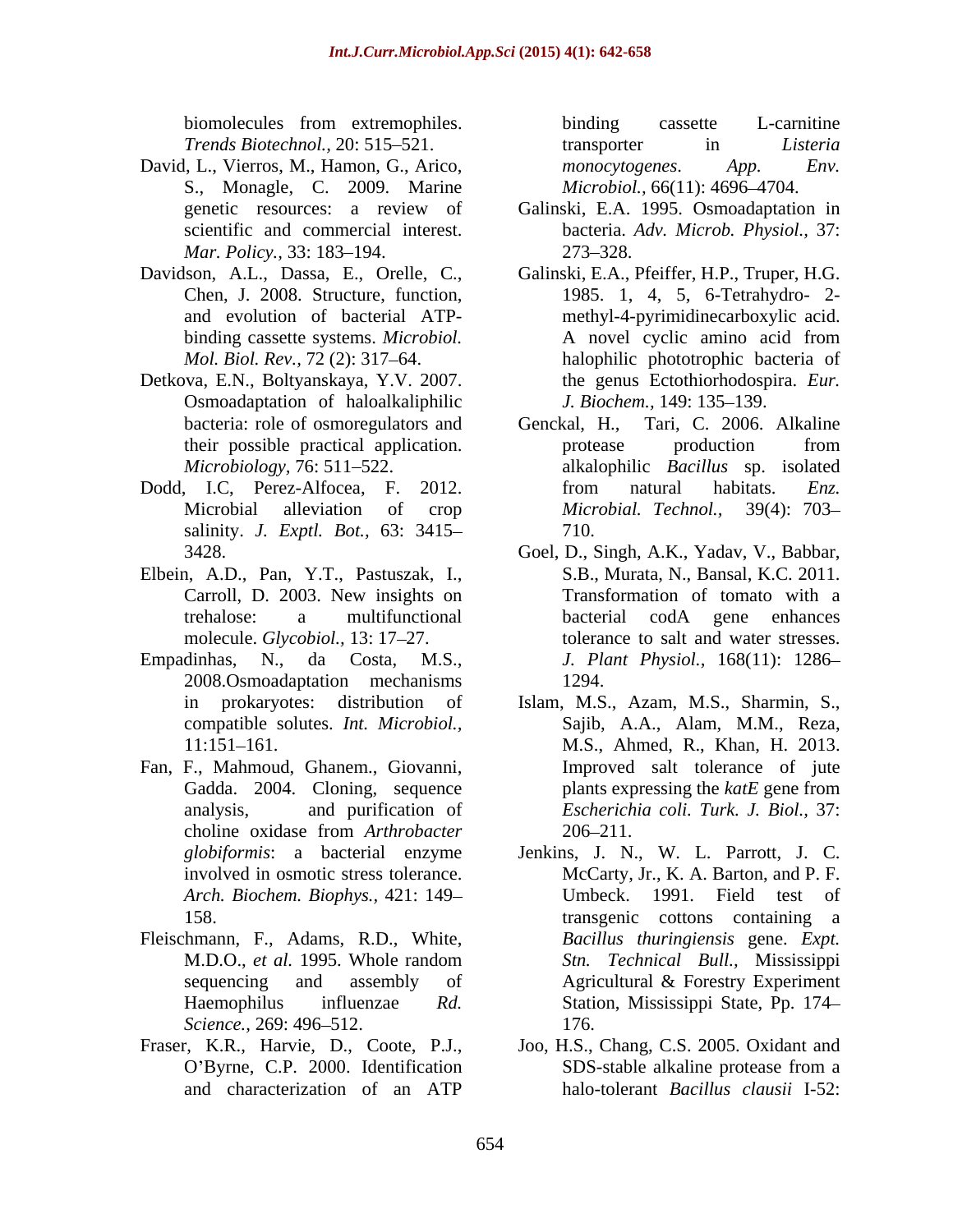biomolecules from extremophiles. *Trends Biotechnol.,* 20: 515–521.

David, L., Vierros, M., Hamon, G., Arico, S., Monagle, C. 2009. Marine genetic resources: a review of scientific and commercial interest. *Mar. Policy.,* 33: 183–194.

Davidson, A.L., Dassa, E., Orelle, C., Chen, J. 2008. Structure, function, and evolution of bacterial ATP-binding cassette systems. *Microbiol. Mol. Biol. Rev.,* 72 (2): 317–64.

Detkova, E.N., Boltyanskaya, Y.V. 2007. Osmoadaptation of haloalkaliphilic bacteria: role of osmoregulators and their possible practical application. *Microbiology,* 76: 511–522.

Dodd, I.C, Perez-Alfocea, F. 2012. Microbial alleviation of crop salinity. *J. Exptl. Bot.,* 63: 3415–3428.

Elbein, A.D., Pan, Y.T., Pastuszak, I., Carroll, D. 2003. New insights on trehalose: a multifunctional molecule. *Glycobiol.,* 13: 17–27.

Empadinhas, N., da Costa, M.S., 2008.Osmoadaptation mechanisms in prokaryotes: distribution of compatible solutes. *Int. Microbiol.,* 11:151–161.

Fan, F., Mahmoud, Ghanem., Giovanni, Gadda. 2004. Cloning, sequence analysis, and purification of choline oxidase from *Arthrobacter globiformis*: a bacterial enzyme involved in osmotic stress tolerance. *Arch. Biochem. Biophys.,* 421: 149–158.

Fleischmann, F., Adams, R.D., White, M.D.O., *et al.* 1995. Whole random sequencing and assembly of Haemophilus influenzae *Rd. Science.,* 269: 496–512.

Fraser, K.R., Harvie, D., Coote, P.J., O'Byrne, C.P. 2000. Identification and characterization of an ATP binding cassette L-carnitine transporter in *Listeria monocytogenes*. *App. Env. Microbiol.,* 66(11): 4696–4704.

Galinski, E.A. 1995. Osmoadaptation in bacteria. *Adv. Microb. Physiol.,* 37: 273–328.

Galinski, E.A., Pfeiffer, H.P., Truper, H.G. 1985. 1, 4, 5, 6-Tetrahydro- 2-methyl-4-pyrimidinecarboxylic acid. A novel cyclic amino acid from halophilic phototrophic bacteria of the genus Ectothiorhodospira. *Eur. J. Biochem.,* 149: 135–139.

Genckal, H., Tari, C. 2006. Alkaline protease production from alkalophilic *Bacillus* sp. isolated from natural habitats. *Enz. Microbial. Technol.,* 39(4): 703–710.

Goel, D., Singh, A.K., Yadav, V., Babbar, S.B., Murata, N., Bansal, K.C. 2011. Transformation of tomato with a bacterial codA gene enhances tolerance to salt and water stresses. *J. Plant Physiol.,* 168(11): 1286–1294.

Islam, M.S., Azam, M.S., Sharmin, S., Sajib, A.A., Alam, M.M., Reza, M.S., Ahmed, R., Khan, H. 2013. Improved salt tolerance of jute plants expressing the *katE* gene from *Escherichia coli*. *Turk. J. Biol.,* 37: 206–211.

Jenkins, J. N., W. L. Parrott, J. C. McCarty, Jr., K. A. Barton, and P. F. Umbeck. 1991. Field test of transgenic cottons containing a *Bacillus thuringiensis* gene. *Expt. Stn. Technical Bull.,* Mississippi Agricultural & Forestry Experiment Station, Mississippi State, Pp. 174–176.

Joo, H.S., Chang, C.S. 2005. Oxidant and SDS-stable alkaline protease from a halo-tolerant *Bacillus clausii* I-52: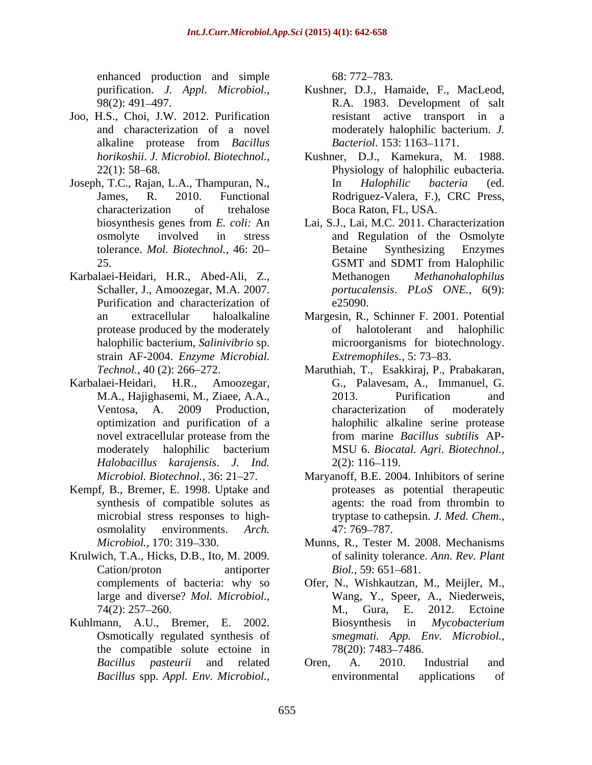enhanced production and simple purification. *J. Appl. Microbiol.,* 98(2): 491–497.

Joo, H.S., Choi, J.W. 2012. Purification and characterization of a novel alkaline protease from *Bacillus horikoshii*. *J. Microbiol. Biotechnol.,* 22(1): 58–68.

Joseph, T.C., Rajan, L.A., Thampuran, N., James, R. 2010. Functional characterization of trehalose biosynthesis genes from *E. coli:* An osmolyte involved in stress tolerance. *Mol. Biotechnol.,* 46: 20–25.

Karbalaei-Heidari, H.R., Abed-Ali, Z., Schaller, J., Amoozegar, M.A. 2007. Purification and characterization of an extracellular haloalkaline protease produced by the moderately halophilic bacterium, *Salinivibrio* sp. strain AF-2004. *Enzyme Microbial. Technol.,* 40 (2): 266–272.

Karbalaei-Heidari, H.R., Amoozegar, M.A., Hajighasemi, M., Ziaee, A.A., Ventosa, A. 2009 Production, optimization and purification of a novel extracellular protease from the moderately halophilic bacterium *Halobacillus karajensis*. *J. Ind. Microbiol. Biotechnol.,* 36: 21–27.

Kempf, B., Bremer, E. 1998. Uptake and synthesis of compatible solutes as microbial stress responses to high-osmolality environments. *Arch. Microbiol.,* 170: 319–330.

Krulwich, T.A., Hicks, D.B., Ito, M. 2009. Cation/proton antiporter complements of bacteria: why so large and diverse? *Mol. Microbiol.,* 74(2): 257–260.

Kuhlmann, A.U., Bremer, E. 2002. Osmotically regulated synthesis of the compatible solute ectoine in *Bacillus pasteurii* and related *Bacillus* spp. *Appl. Env. Microbiol.,* 68: 772–783.

Kushner, D.J., Hamaide, F., MacLeod, R.A. 1983. Development of salt resistant active transport in a moderately halophilic bacterium. *J. Bacteriol*. 153: 1163–1171.

Kushner, D.J., Kamekura, M. 1988. Physiology of halophilic eubacteria. In *Halophilic bacteria* (ed. Rodriguez-Valera, F.), CRC Press, Boca Raton, FL, USA.

Lai, S.J., Lai, M.C. 2011. Characterization and Regulation of the Osmolyte Betaine Synthesizing Enzymes GSMT and SDMT from Halophilic Methanogen *Methanohalophilus portucalensis*. *PLoS ONE.,* 6(9): e25090.

Margesin, R., Schinner F. 2001. Potential of halotolerant and halophilic microorganisms for biotechnology. *Extremophiles.,* 5: 73–83.

Maruthiah, T., Esakkiraj, P., Prabakaran, G., Palavesam, A., Immanuel, G. 2013. Purification and characterization of moderately halophilic alkaline serine protease from marine *Bacillus subtilis* AP-MSU 6. *Biocatal. Agri. Biotechnol.,* 2(2): 116–119.

Maryanoff, B.E. 2004. Inhibitors of serine proteases as potential therapeutic agents: the road from thrombin to tryptase to cathepsin. *J. Med. Chem.,* 47: 769–787.

Munns, R., Tester M. 2008. Mechanisms of salinity tolerance. *Ann. Rev. Plant Biol.,* 59: 651–681.

Ofer, N., Wishkautzan, M., Meijler, M., Wang, Y., Speer, A., Niederweis, M., Gura, E. 2012. Ectoine Biosynthesis in *Mycobacterium smegmati. App. Env. Microbiol.,* 78(20): 7483–7486.

Oren, A. 2010. Industrial and environmental applications of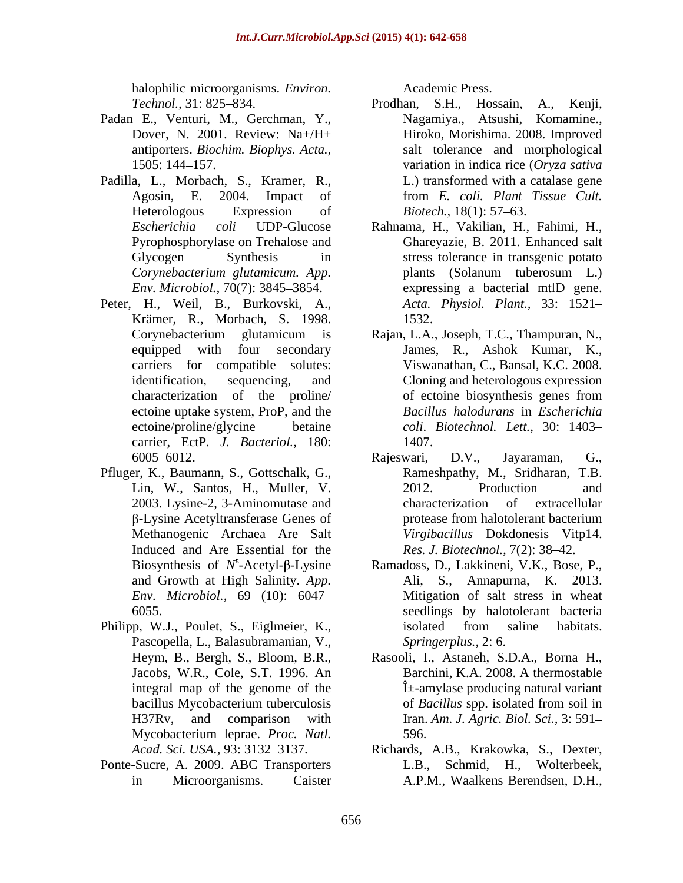halophilic microorganisms. *Environ. Technol.,* 31: 825–834.

Padan E., Venturi, M., Gerchman, Y., Dover, N. 2001. Review: Na+/H+ antiporters. *Biochim. Biophys. Acta.,* 1505: 144–157.

Padilla, L., Morbach, S., Kramer, R., Agosin, E. 2004. Impact of Heterologous Expression of *Escherichia coli* UDP-Glucose Pyrophosphorylase on Trehalose and Glycogen Synthesis in *Corynebacterium glutamicum. App. Env. Microbiol.,* 70(7): 3845–3854.

Peter, H., Weil, B., Burkovski, A., Krämer, R., Morbach, S. 1998. Corynebacterium glutamicum is equipped with four secondary carriers for compatible solutes: identification, sequencing, and characterization of the proline/ ectoine uptake system, ProP, and the ectoine/proline/glycine betaine carrier, EctP. *J. Bacteriol.,* 180: 6005–6012.

Pfluger, K., Baumann, S., Gottschalk, G., Lin, W., Santos, H., Muller, V. 2003. Lysine-2, 3-Aminomutase and β-Lysine Acetyltransferase Genes of Methanogenic Archaea Are Salt Induced and Are Essential for the Biosynthesis of $N^{\varepsilon}$-Acetyl-β-Lysine and Growth at High Salinity. *App. Env. Microbiol.,* 69 (10): 6047–6055.

Philipp, W.J., Poulet, S., Eiglmeier, K., Pascopella, L., Balasubramanian, V., Heym, B., Bergh, S., Bloom, B.R., Jacobs, W.R., Cole, S.T. 1996. An integral map of the genome of the bacillus Mycobacterium tuberculosis H37Rv, and comparison with Mycobacterium leprae. *Proc. Natl. Acad. Sci. USA.,* 93: 3132–3137.

Ponte-Sucre, A. 2009. ABC Transporters in Microorganisms. Caister Academic Press.

Prodhan, S.H., Hossain, A., Kenji, Nagamiya., Atsushi, Komamine., Hiroko, Morishima. 2008. Improved salt tolerance and morphological variation in indica rice (*Oryza sativa* L.) transformed with a catalase gene from *E. coli. Plant Tissue Cult. Biotech.,* 18(1): 57–63.

Rahnama, H., Vakilian, H., Fahimi, H., Ghareyazie, B. 2011. Enhanced salt stress tolerance in transgenic potato plants (Solanum tuberosum L.) expressing a bacterial mtlD gene. *Acta. Physiol. Plant.,* 33: 1521–1532.

Rajan, L.A., Joseph, T.C., Thampuran, N., James, R., Ashok Kumar, K., Viswanathan, C., Bansal, K.C. 2008. Cloning and heterologous expression of ectoine biosynthesis genes from *Bacillus halodurans* in *Escherichia coli. Biotechnol. Lett.,* 30: 1403–1407.

Rajeswari, D.V., Jayaraman, G., Rameshpathy, M., Sridharan, T.B. 2012. Production and characterization of extracellular protease from halotolerant bacterium *Virgibacillus* Dokdonesis Vitp14. *Res. J. Biotechnol.,* 7(2): 38–42.

Ramadoss, D., Lakkineni, V.K., Bose, P., Ali, S., Annapurna, K. 2013. Mitigation of salt stress in wheat seedlings by halotolerant bacteria isolated from saline habitats. *Springerplus.,* 2: 6.

Rasooli, I., Astaneh, S.D.A., Borna H., Barchini, K.A. 2008. A thermostable Î±-amylase producing natural variant of *Bacillus* spp. isolated from soil in Iran. *Am. J. Agric. Biol. Sci.,* 3: 591–596.

Richards, A.B., Krakowka, S., Dexter, L.B., Schmid, H., Wolterbeek, A.P.M., Waalkens Berendsen, D.H.,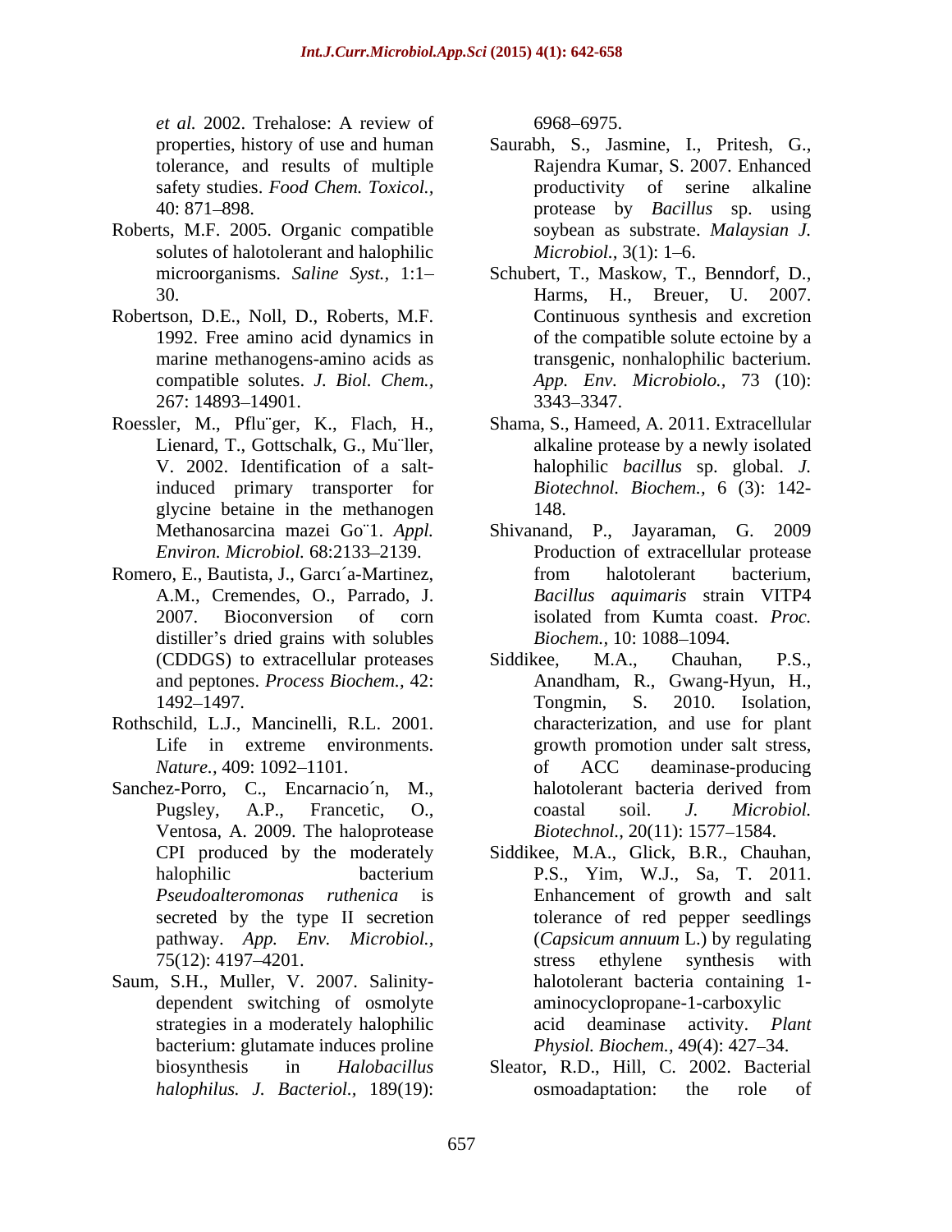et al. 2002. Trehalose: A review of properties, history of use and human tolerance, and results of multiple safety studies. *Food Chem. Toxicol.,* 40: 871–898.

Roberts, M.F. 2005. Organic compatible solutes of halotolerant and halophilic microorganisms. *Saline Syst.,* 1:1–30.

Robertson, D.E., Noll, D., Roberts, M.F. 1992. Free amino acid dynamics in marine methanogens-amino acids as compatible solutes. *J. Biol. Chem.*, 267: 14893–14901.

Roessler, M., Pflu¨ger, K., Flach, H., Lienard, T., Gottschalk, G., Mu¨ller, V. 2002. Identification of a salt-induced primary transporter for glycine betaine in the methanogen Methanosarcina mazei Go¨1. *Appl. Environ. Microbiol.* 68:2133–2139.

Romero, E., Bautista, J., Garcı´a-Martinez, A.M., Cremendes, O., Parrado, J. 2007. Bioconversion of corn distiller's dried grains with solubles (CDDGS) to extracellular proteases and peptones. *Process Biochem.,* 42: 1492–1497.

Rothschild, L.J., Mancinelli, R.L. 2001. Life in extreme environments. *Nature.,* 409: 1092–1101.

Sanchez-Porro, C., Encarnacio´n, M., Pugsley, A.P., Francetic, O., Ventosa, A. 2009. The haloprotease CPI produced by the moderately halophilic bacterium *Pseudoalteromonas ruthenica* is secreted by the type II secretion pathway. *App. Env. Microbiol.,* 75(12): 4197–4201.

Saum, S.H., Muller, V. 2007. Salinity-dependent switching of osmolyte strategies in a moderately halophilic bacterium: glutamate induces proline biosynthesis in *Halobacillus halophilus. J. Bacteriol.*, 189(19): 6968–6975.

Saurabh, S., Jasmine, I., Pritesh, G., Rajendra Kumar, S. 2007. Enhanced productivity of serine alkaline protease by *Bacillus* sp. using soybean as substrate. *Malaysian J. Microbiol.,* 3(1): 1–6.

Schubert, T., Maskow, T., Benndorf, D., Harms, H., Breuer, U. 2007. Continuous synthesis and excretion of the compatible solute ectoine by a transgenic, nonhalophilic bacterium. *App. Env. Microbiolo.,* 73 (10): 3343–3347.

Shama, S., Hameed, A. 2011. Extracellular alkaline protease by a newly isolated halophilic *bacillus* sp. global. *J. Biotechnol. Biochem.,* 6 (3): 142-148.

Shivanand, P., Jayaraman, G. 2009 Production of extracellular protease from halotolerant bacterium, *Bacillus aquimaris* strain VITP4 isolated from Kumta coast. *Proc. Biochem.,* 10: 1088–1094.

Siddikee, M.A., Chauhan, P.S., Anandham, R., Gwang-Hyun, H., Tongmin, S. 2010. Isolation, characterization, and use for plant growth promotion under salt stress, of ACC deaminase-producing halotolerant bacteria derived from coastal soil. *J. Microbiol. Biotechnol.,* 20(11): 1577–1584.

Siddikee, M.A., Glick, B.R., Chauhan, P.S., Yim, W.J., Sa, T. 2011. Enhancement of growth and salt tolerance of red pepper seedlings (*Capsicum annuum* L.) by regulating stress ethylene synthesis with halotolerant bacteria containing 1-aminocyclopropane-1-carboxylic acid deaminase activity. *Plant Physiol. Biochem.,* 49(4): 427–34.

Sleator, R.D., Hill, C. 2002. Bacterial osmoadaptation: the role of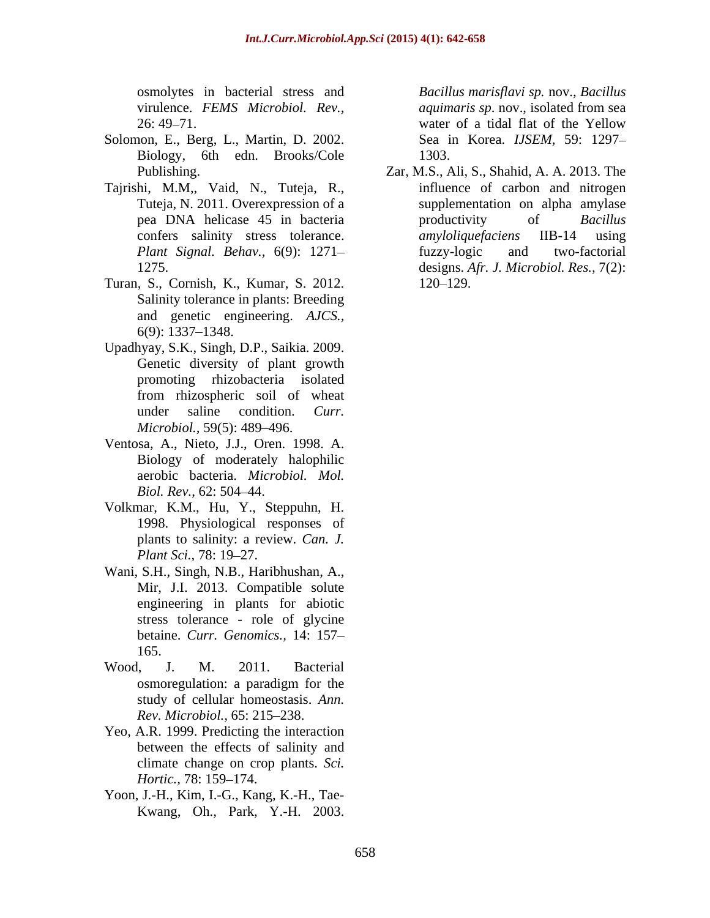osmolytes in bacterial stress and virulence. *FEMS Microbiol. Rev.,* 26: 49–71.

Solomon, E., Berg, L., Martin, D. 2002. Biology, 6th edn. Brooks/Cole Publishing.

Tajrishi, M.M,, Vaid, N., Tuteja, R., Tuteja, N. 2011. Overexpression of a pea DNA helicase 45 in bacteria confers salinity stress tolerance. *Plant Signal. Behav.,* 6(9): 1271–1275.

Turan, S., Cornish, K., Kumar, S. 2012. Salinity tolerance in plants: Breeding and genetic engineering. *AJCS.,* 6(9): 1337–1348.

Upadhyay, S.K., Singh, D.P., Saikia. 2009. Genetic diversity of plant growth promoting rhizobacteria isolated from rhizospheric soil of wheat under saline condition. *Curr. Microbiol.,* 59(5): 489–496.

Ventosa, A., Nieto, J.J., Oren. 1998. A. Biology of moderately halophilic aerobic bacteria. *Microbiol. Mol. Biol. Rev.,* 62: 504–44.

Volkmar, K.M., Hu, Y., Steppuhn, H. 1998. Physiological responses of plants to salinity: a review. *Can. J. Plant Sci.,* 78: 19–27.

Wani, S.H., Singh, N.B., Haribhushan, A., Mir, J.I. 2013. Compatible solute engineering in plants for abiotic stress tolerance - role of glycine betaine. *Curr. Genomics.,* 14: 157–165.

Wood, J. M. 2011. Bacterial osmoregulation: a paradigm for the study of cellular homeostasis. *Ann. Rev. Microbiol.,* 65: 215–238.

Yeo, A.R. 1999. Predicting the interaction between the effects of salinity and climate change on crop plants. *Sci. Hortic.,* 78: 159–174.

Yoon, J.-H., Kim, I.-G., Kang, K.-H., Tae-Kwang, Oh., Park, Y.-H. 2003. *Bacillus marisflavi sp.* nov., *Bacillus aquimaris sp.* nov., isolated from sea water of a tidal flat of the Yellow Sea in Korea. *IJSEM,* 59: 1297–1303.

Zar, M.S., Ali, S., Shahid, A. A. 2013. The influence of carbon and nitrogen supplementation on alpha amylase productivity of *Bacillus amyloliquefaciens* IIB-14 using fuzzy-logic and two-factorial designs. *Afr. J. Microbiol. Res.,* 7(2): 120–129.